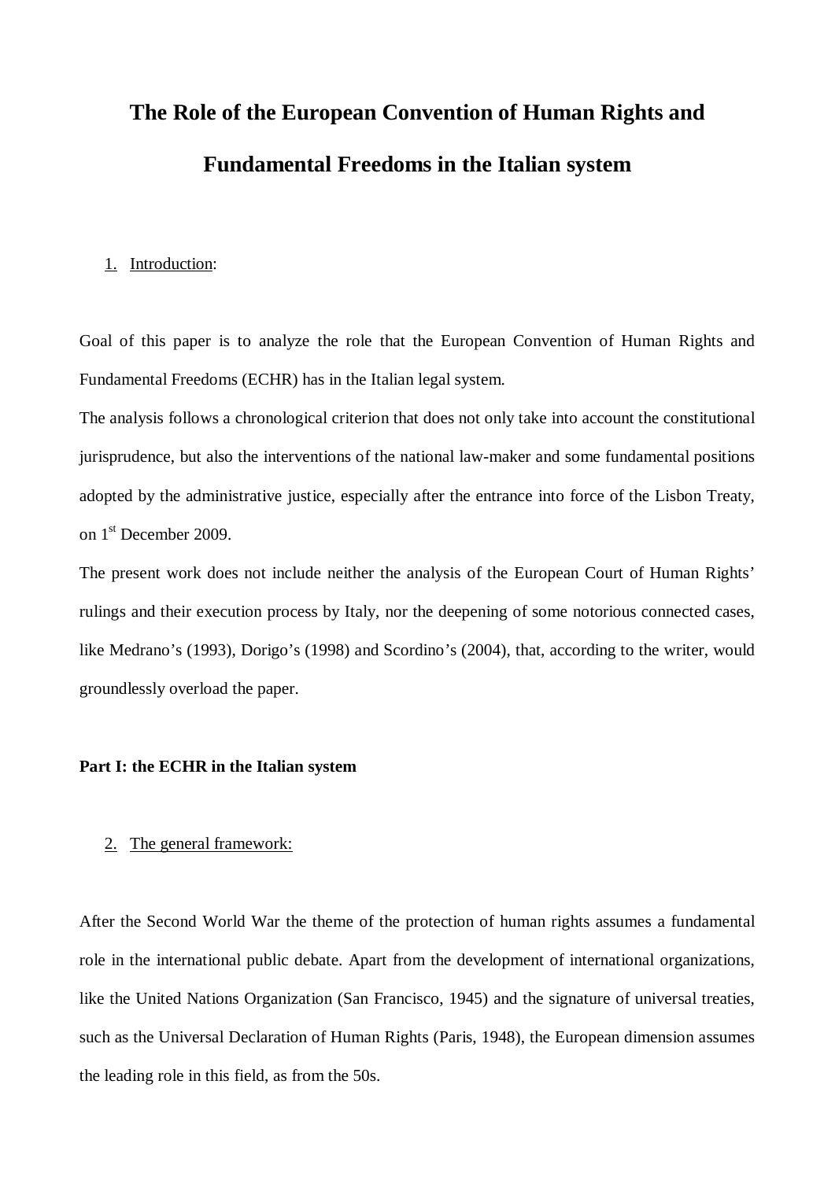# The Role of the European Convention of Human Rights and Fundamental Freedoms in the Italian system

## 1. Introduction:

Goal of this paper is to analyze the role that the European Convention of Human Rights and Fundamental Freedoms (ECHR) has in the Italian legal system.

The analysis follows a chronological criterion that does not only take into account the constitutional jurisprudence, but also the interventions of the national law-maker and some fundamental positions adopted by the administrative justice, especially after the entrance into force of the Lisbon Treaty, on 1st December 2009.

The present work does not include neither the analysis of the European Court of Human Rights' rulings and their execution process by Italy, nor the deepening of some notorious connected cases, like Medrano's (1993), Dorigo's (1998) and Scordino's (2004), that, according to the writer, would groundlessly overload the paper.

## Part I: the ECHR in the Italian system

### 2. The general framework:

After the Second World War the theme of the protection of human rights assumes a fundamental role in the international public debate. Apart from the development of international organizations, like the United Nations Organization (San Francisco, 1945) and the signature of universal treaties, such as the Universal Declaration of Human Rights (Paris, 1948), the European dimension assumes the leading role in this field, as from the 50s.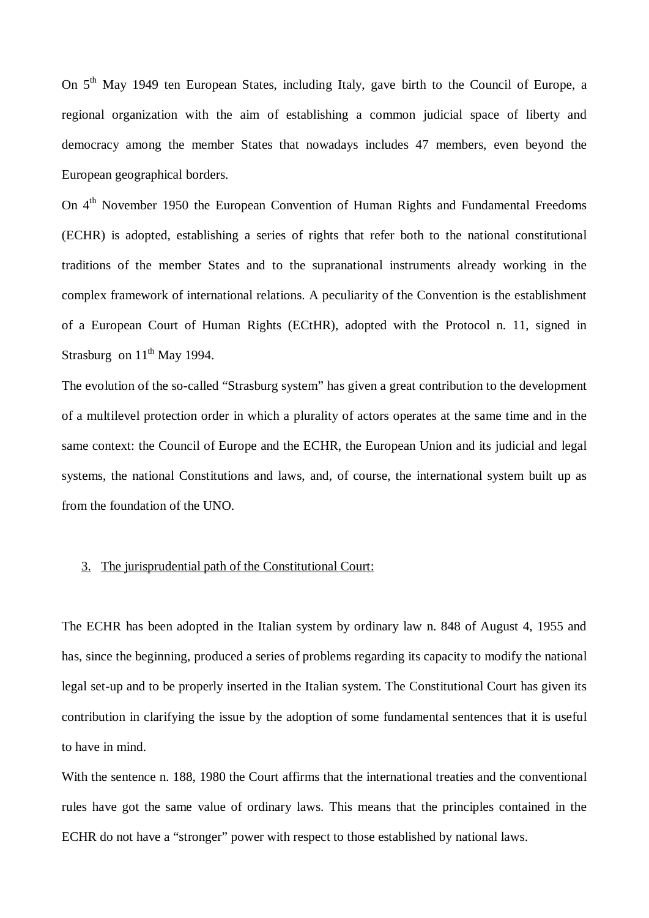On 5th May 1949 ten European States, including Italy, gave birth to the Council of Europe, a regional organization with the aim of establishing a common judicial space of liberty and democracy among the member States that nowadays includes 47 members, even beyond the European geographical borders.

On 4th November 1950 the European Convention of Human Rights and Fundamental Freedoms (ECHR) is adopted, establishing a series of rights that refer both to the national constitutional traditions of the member States and to the supranational instruments already working in the complex framework of international relations. A peculiarity of the Convention is the establishment of a European Court of Human Rights (ECtHR), adopted with the Protocol n. 11, signed in Strasburg on 11th May 1994.

The evolution of the so-called “Strasburg system” has given a great contribution to the development of a multilevel protection order in which a plurality of actors operates at the same time and in the same context: the Council of Europe and the ECHR, the European Union and its judicial and legal systems, the national Constitutions and laws, and, of course, the international system built up as from the foundation of the UNO.

## 3. The jurisprudential path of the Constitutional Court:

The ECHR has been adopted in the Italian system by ordinary law n. 848 of August 4, 1955 and has, since the beginning, produced a series of problems regarding its capacity to modify the national legal set-up and to be properly inserted in the Italian system. The Constitutional Court has given its contribution in clarifying the issue by the adoption of some fundamental sentences that it is useful to have in mind.

With the sentence n. 188, 1980 the Court affirms that the international treaties and the conventional rules have got the same value of ordinary laws. This means that the principles contained in the ECHR do not have a “stronger” power with respect to those established by national laws.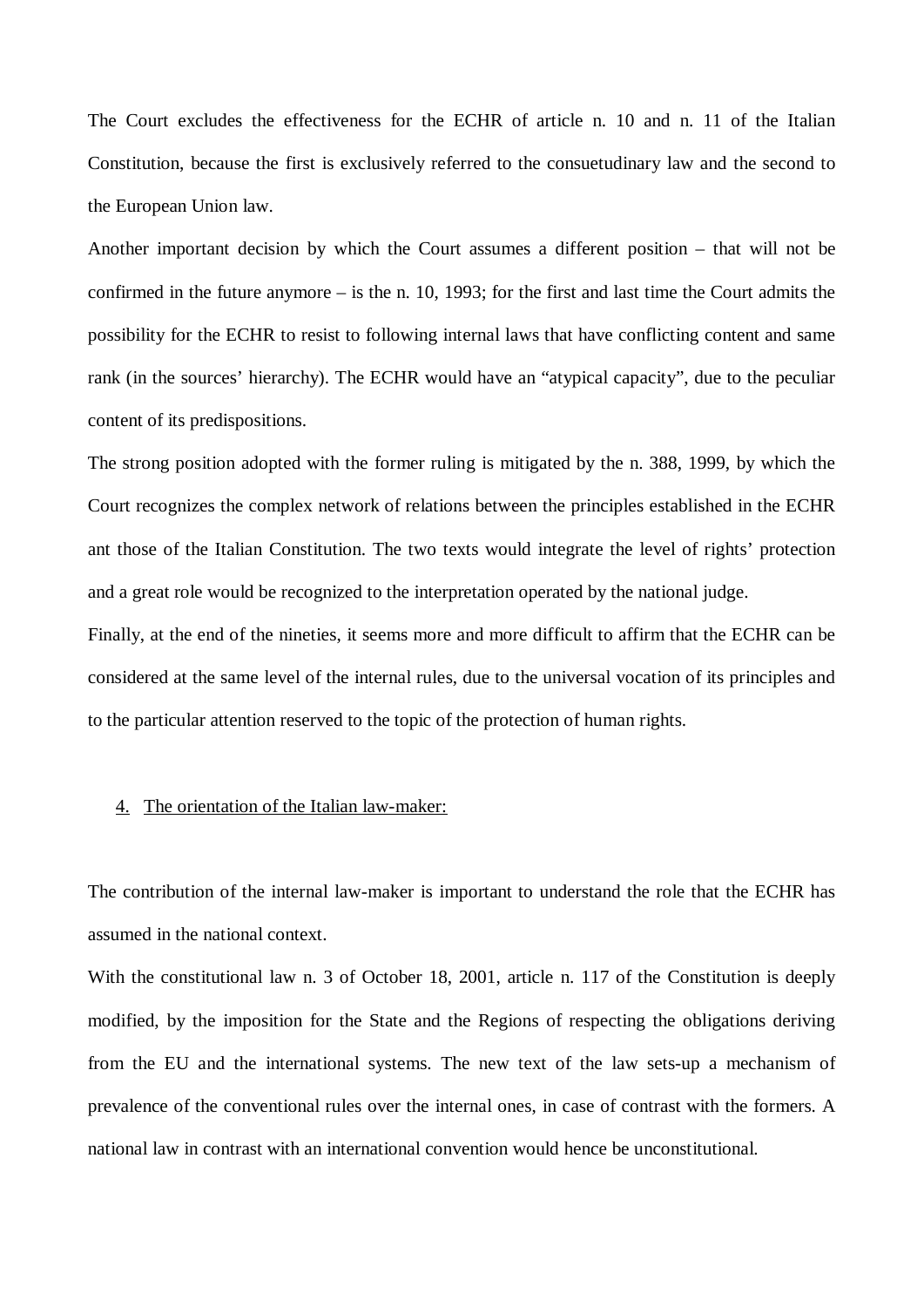The Court excludes the effectiveness for the ECHR of article n. 10 and n. 11 of the Italian Constitution, because the first is exclusively referred to the consuetudinary law and the second to the European Union law.

Another important decision by which the Court assumes a different position – that will not be confirmed in the future anymore – is the n. 10, 1993; for the first and last time the Court admits the possibility for the ECHR to resist to following internal laws that have conflicting content and same rank (in the sources' hierarchy). The ECHR would have an "atypical capacity", due to the peculiar content of its predispositions.

The strong position adopted with the former ruling is mitigated by the n. 388, 1999, by which the Court recognizes the complex network of relations between the principles established in the ECHR ant those of the Italian Constitution. The two texts would integrate the level of rights' protection and a great role would be recognized to the interpretation operated by the national judge.

Finally, at the end of the nineties, it seems more and more difficult to affirm that the ECHR can be considered at the same level of the internal rules, due to the universal vocation of its principles and to the particular attention reserved to the topic of the protection of human rights.

## 4. The orientation of the Italian law-maker:

The contribution of the internal law-maker is important to understand the role that the ECHR has assumed in the national context.

With the constitutional law n. 3 of October 18, 2001, article n. 117 of the Constitution is deeply modified, by the imposition for the State and the Regions of respecting the obligations deriving from the EU and the international systems. The new text of the law sets-up a mechanism of prevalence of the conventional rules over the internal ones, in case of contrast with the formers. A national law in contrast with an international convention would hence be unconstitutional.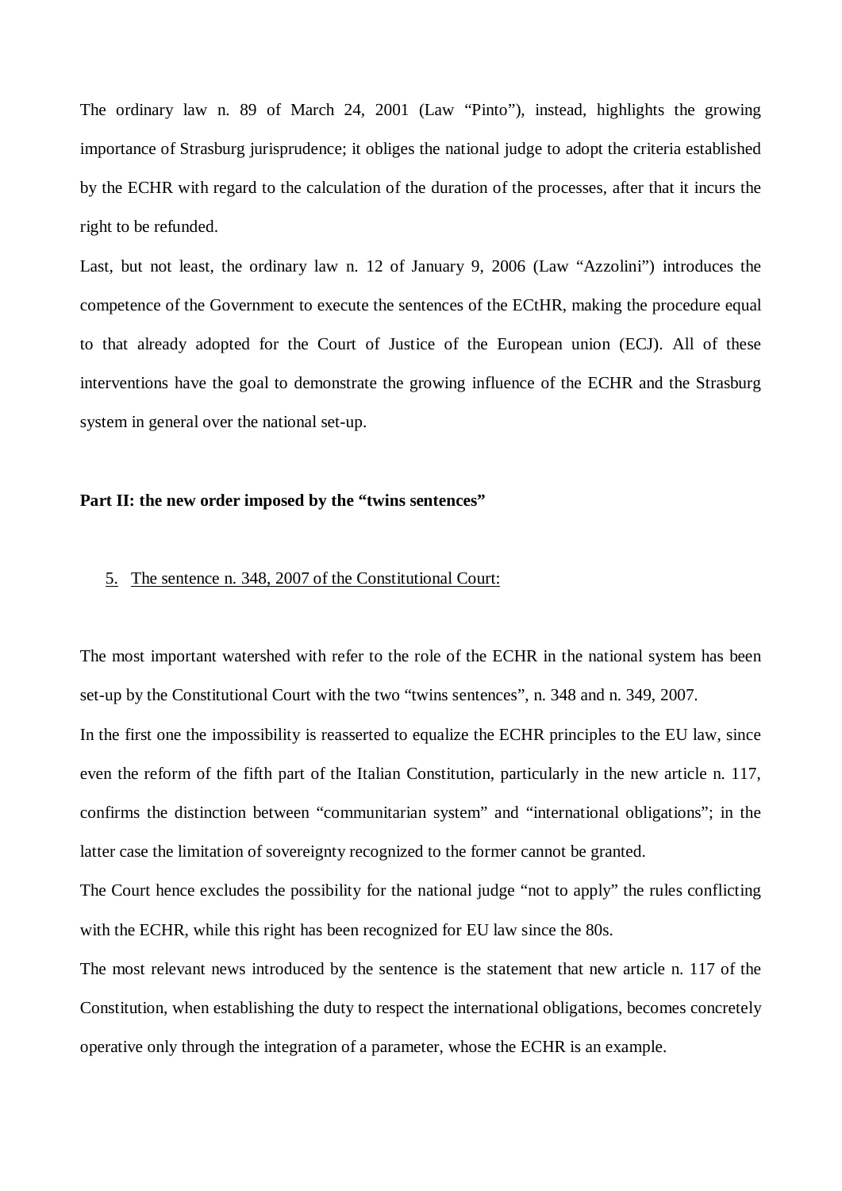The ordinary law n. 89 of March 24, 2001 (Law "Pinto"), instead, highlights the growing importance of Strasburg jurisprudence; it obliges the national judge to adopt the criteria established by the ECHR with regard to the calculation of the duration of the processes, after that it incurs the right to be refunded.

Last, but not least, the ordinary law n. 12 of January 9, 2006 (Law "Azzolini") introduces the competence of the Government to execute the sentences of the ECtHR, making the procedure equal to that already adopted for the Court of Justice of the European union (ECJ). All of these interventions have the goal to demonstrate the growing influence of the ECHR and the Strasburg system in general over the national set-up.

## Part II: the new order imposed by the "twins sentences"

### 5. The sentence n. 348, 2007 of the Constitutional Court:

The most important watershed with refer to the role of the ECHR in the national system has been set-up by the Constitutional Court with the two "twins sentences", n. 348 and n. 349, 2007.

In the first one the impossibility is reasserted to equalize the ECHR principles to the EU law, since even the reform of the fifth part of the Italian Constitution, particularly in the new article n. 117, confirms the distinction between "communitarian system" and "international obligations"; in the latter case the limitation of sovereignty recognized to the former cannot be granted.

The Court hence excludes the possibility for the national judge "not to apply" the rules conflicting with the ECHR, while this right has been recognized for EU law since the 80s.

The most relevant news introduced by the sentence is the statement that new article n. 117 of the Constitution, when establishing the duty to respect the international obligations, becomes concretely operative only through the integration of a parameter, whose the ECHR is an example.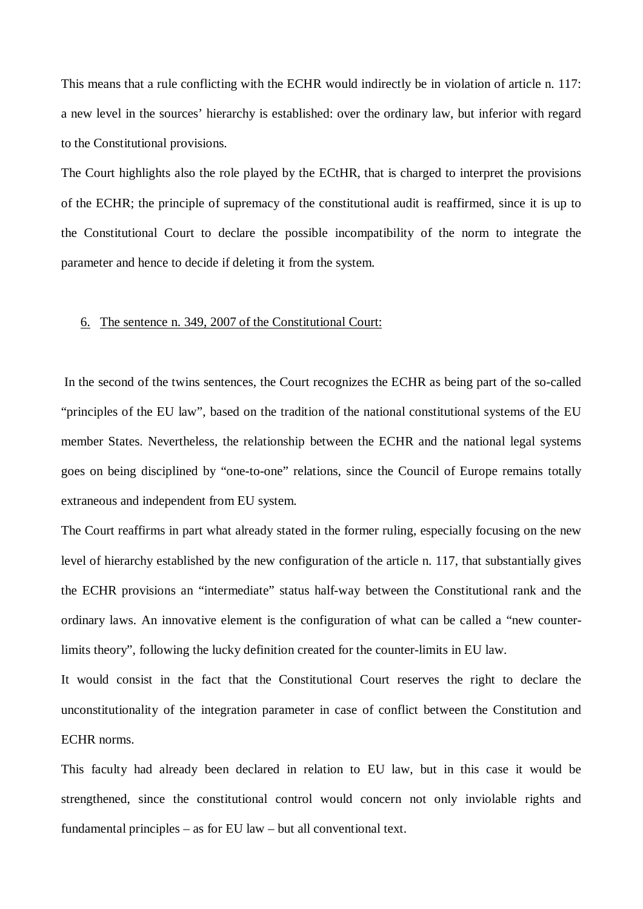This means that a rule conflicting with the ECHR would indirectly be in violation of article n. 117: a new level in the sources' hierarchy is established: over the ordinary law, but inferior with regard to the Constitutional provisions.

The Court highlights also the role played by the ECtHR, that is charged to interpret the provisions of the ECHR; the principle of supremacy of the constitutional audit is reaffirmed, since it is up to the Constitutional Court to declare the possible incompatibility of the norm to integrate the parameter and hence to decide if deleting it from the system.

## 6. The sentence n. 349, 2007 of the Constitutional Court:

In the second of the twins sentences, the Court recognizes the ECHR as being part of the so-called "principles of the EU law", based on the tradition of the national constitutional systems of the EU member States. Nevertheless, the relationship between the ECHR and the national legal systems goes on being disciplined by "one-to-one" relations, since the Council of Europe remains totally extraneous and independent from EU system.

The Court reaffirms in part what already stated in the former ruling, especially focusing on the new level of hierarchy established by the new configuration of the article n. 117, that substantially gives the ECHR provisions an "intermediate" status half-way between the Constitutional rank and the ordinary laws. An innovative element is the configuration of what can be called a "new counter-limits theory", following the lucky definition created for the counter-limits in EU law.

It would consist in the fact that the Constitutional Court reserves the right to declare the unconstitutionality of the integration parameter in case of conflict between the Constitution and ECHR norms.

This faculty had already been declared in relation to EU law, but in this case it would be strengthened, since the constitutional control would concern not only inviolable rights and fundamental principles – as for EU law – but all conventional text.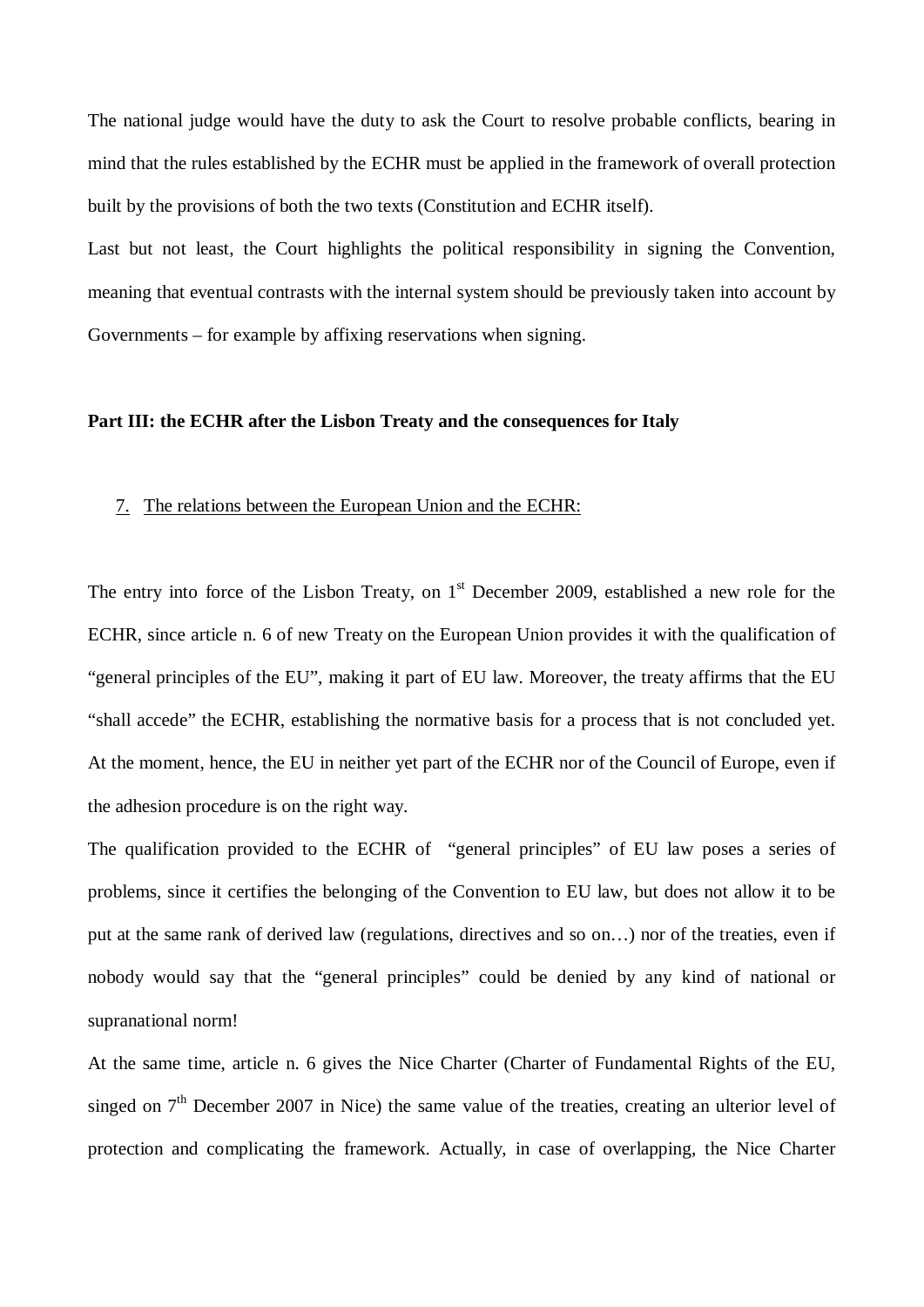The national judge would have the duty to ask the Court to resolve probable conflicts, bearing in mind that the rules established by the ECHR must be applied in the framework of overall protection built by the provisions of both the two texts (Constitution and ECHR itself).

Last but not least, the Court highlights the political responsibility in signing the Convention, meaning that eventual contrasts with the internal system should be previously taken into account by Governments – for example by affixing reservations when signing.

**Part III: the ECHR after the Lisbon Treaty and the consequences for Italy**

7. The relations between the European Union and the ECHR:

The entry into force of the Lisbon Treaty, on 1st December 2009, established a new role for the ECHR, since article n. 6 of new Treaty on the European Union provides it with the qualification of "general principles of the EU", making it part of EU law. Moreover, the treaty affirms that the EU "shall accede" the ECHR, establishing the normative basis for a process that is not concluded yet. At the moment, hence, the EU in neither yet part of the ECHR nor of the Council of Europe, even if the adhesion procedure is on the right way.

The qualification provided to the ECHR of "general principles" of EU law poses a series of problems, since it certifies the belonging of the Convention to EU law, but does not allow it to be put at the same rank of derived law (regulations, directives and so on…) nor of the treaties, even if nobody would say that the "general principles" could be denied by any kind of national or supranational norm!

At the same time, article n. 6 gives the Nice Charter (Charter of Fundamental Rights of the EU, singed on 7th December 2007 in Nice) the same value of the treaties, creating an ulterior level of protection and complicating the framework. Actually, in case of overlapping, the Nice Charter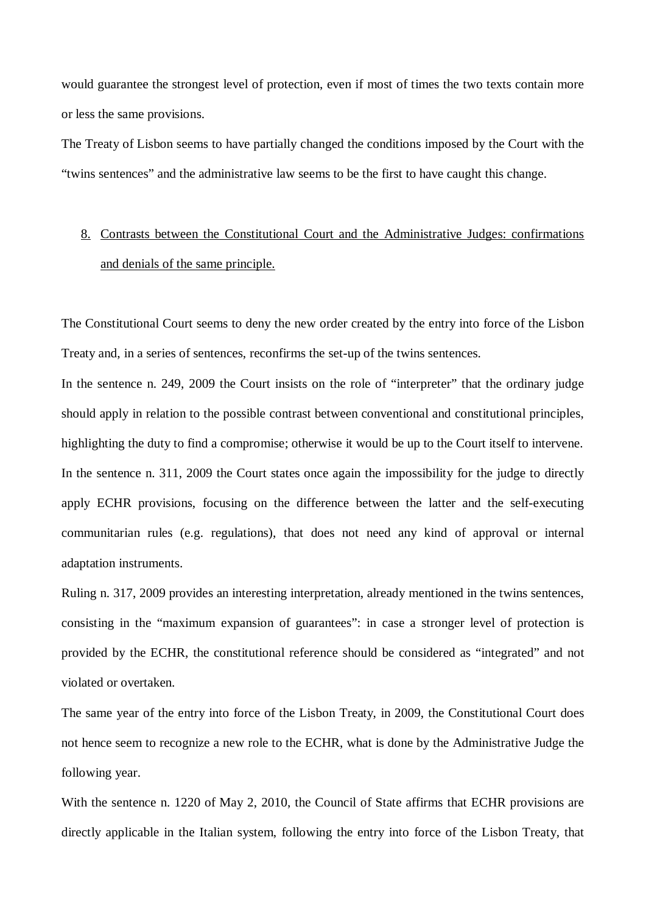would guarantee the strongest level of protection, even if most of times the two texts contain more or less the same provisions.

The Treaty of Lisbon seems to have partially changed the conditions imposed by the Court with the "twins sentences" and the administrative law seems to be the first to have caught this change.

## 8. Contrasts between the Constitutional Court and the Administrative Judges: confirmations and denials of the same principle.

The Constitutional Court seems to deny the new order created by the entry into force of the Lisbon Treaty and, in a series of sentences, reconfirms the set-up of the twins sentences.

In the sentence n. 249, 2009 the Court insists on the role of "interpreter" that the ordinary judge should apply in relation to the possible contrast between conventional and constitutional principles, highlighting the duty to find a compromise; otherwise it would be up to the Court itself to intervene.

In the sentence n. 311, 2009 the Court states once again the impossibility for the judge to directly apply ECHR provisions, focusing on the difference between the latter and the self-executing communitarian rules (e.g. regulations), that does not need any kind of approval or internal adaptation instruments.

Ruling n. 317, 2009 provides an interesting interpretation, already mentioned in the twins sentences, consisting in the "maximum expansion of guarantees": in case a stronger level of protection is provided by the ECHR, the constitutional reference should be considered as "integrated" and not violated or overtaken.

The same year of the entry into force of the Lisbon Treaty, in 2009, the Constitutional Court does not hence seem to recognize a new role to the ECHR, what is done by the Administrative Judge the following year.

With the sentence n. 1220 of May 2, 2010, the Council of State affirms that ECHR provisions are directly applicable in the Italian system, following the entry into force of the Lisbon Treaty, that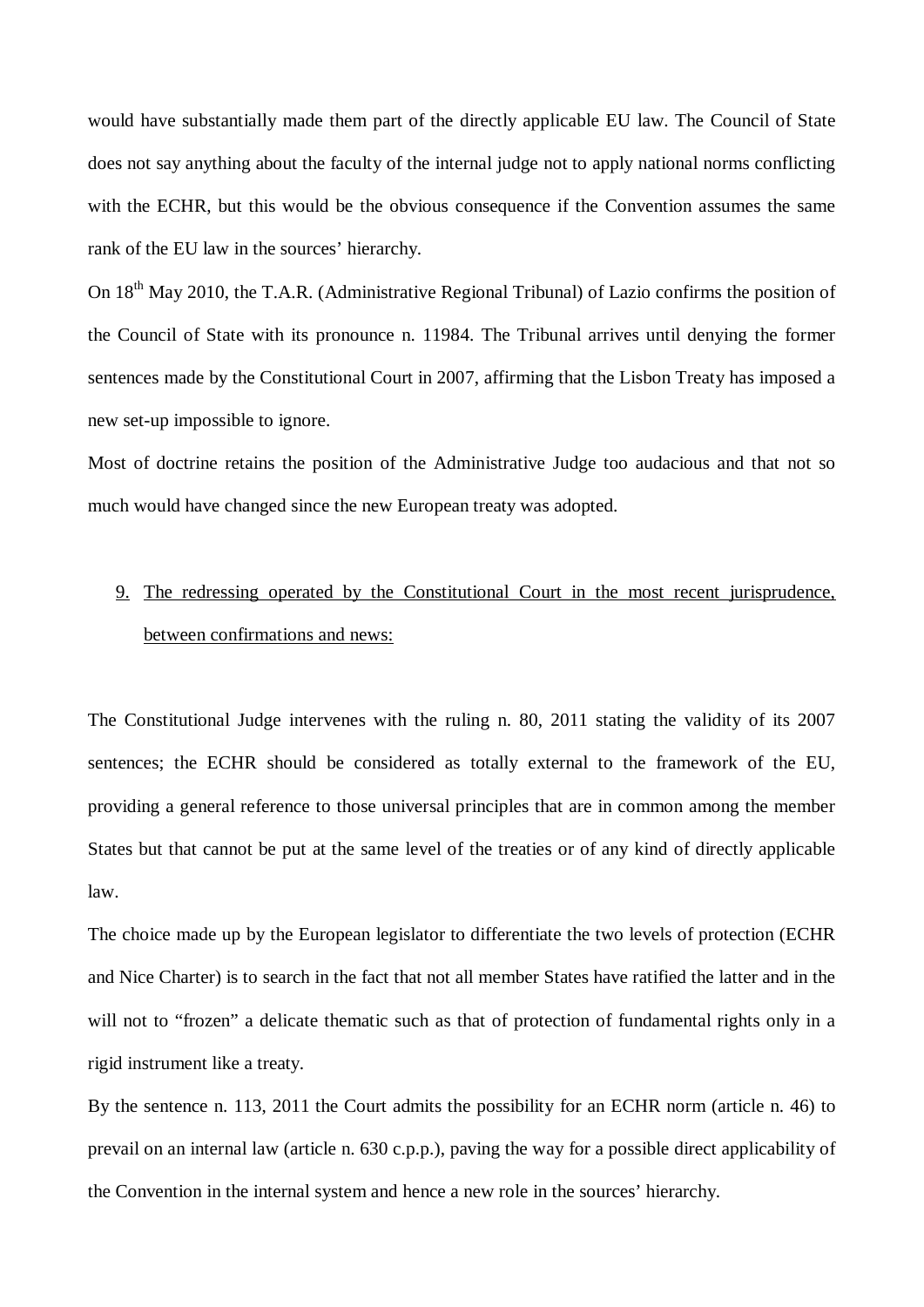would have substantially made them part of the directly applicable EU law. The Council of State does not say anything about the faculty of the internal judge not to apply national norms conflicting with the ECHR, but this would be the obvious consequence if the Convention assumes the same rank of the EU law in the sources' hierarchy.

On 18th May 2010, the T.A.R. (Administrative Regional Tribunal) of Lazio confirms the position of the Council of State with its pronounce n. 11984. The Tribunal arrives until denying the former sentences made by the Constitutional Court in 2007, affirming that the Lisbon Treaty has imposed a new set-up impossible to ignore.

Most of doctrine retains the position of the Administrative Judge too audacious and that not so much would have changed since the new European treaty was adopted.

9. <u>The redressing operated by the Constitutional Court in the most recent jurisprudence, between confirmations and news:</u>

The Constitutional Judge intervenes with the ruling n. 80, 2011 stating the validity of its 2007 sentences; the ECHR should be considered as totally external to the framework of the EU, providing a general reference to those universal principles that are in common among the member States but that cannot be put at the same level of the treaties or of any kind of directly applicable law.

The choice made up by the European legislator to differentiate the two levels of protection (ECHR and Nice Charter) is to search in the fact that not all member States have ratified the latter and in the will not to "frozen" a delicate thematic such as that of protection of fundamental rights only in a rigid instrument like a treaty.

By the sentence n. 113, 2011 the Court admits the possibility for an ECHR norm (article n. 46) to prevail on an internal law (article n. 630 c.p.p.), paving the way for a possible direct applicability of the Convention in the internal system and hence a new role in the sources' hierarchy.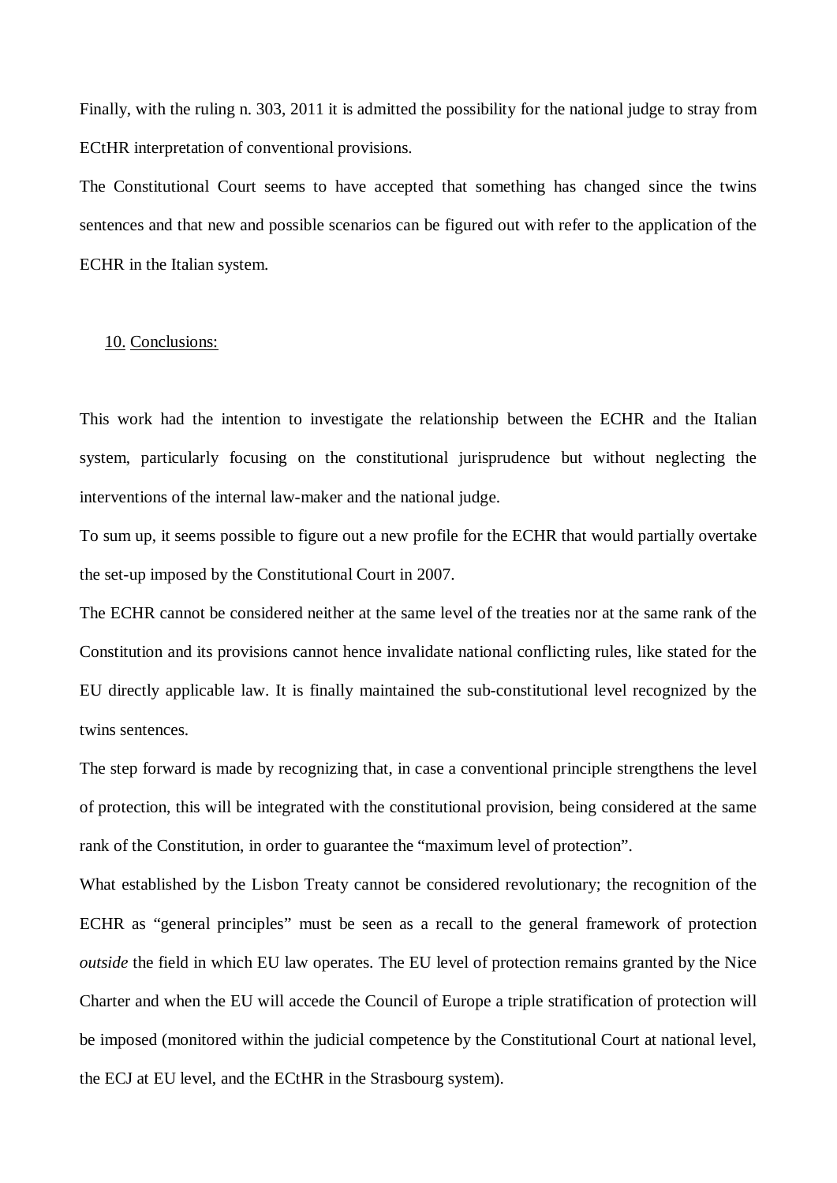Finally, with the ruling n. 303, 2011 it is admitted the possibility for the national judge to stray from ECtHR interpretation of conventional provisions.

The Constitutional Court seems to have accepted that something has changed since the twins sentences and that new and possible scenarios can be figured out with refer to the application of the ECHR in the Italian system.

## 10. Conclusions:

This work had the intention to investigate the relationship between the ECHR and the Italian system, particularly focusing on the constitutional jurisprudence but without neglecting the interventions of the internal law-maker and the national judge.

To sum up, it seems possible to figure out a new profile for the ECHR that would partially overtake the set-up imposed by the Constitutional Court in 2007.

The ECHR cannot be considered neither at the same level of the treaties nor at the same rank of the Constitution and its provisions cannot hence invalidate national conflicting rules, like stated for the EU directly applicable law. It is finally maintained the sub-constitutional level recognized by the twins sentences.

The step forward is made by recognizing that, in case a conventional principle strengthens the level of protection, this will be integrated with the constitutional provision, being considered at the same rank of the Constitution, in order to guarantee the "maximum level of protection".

What established by the Lisbon Treaty cannot be considered revolutionary; the recognition of the ECHR as "general principles" must be seen as a recall to the general framework of protection *outside* the field in which EU law operates. The EU level of protection remains granted by the Nice Charter and when the EU will accede the Council of Europe a triple stratification of protection will be imposed (monitored within the judicial competence by the Constitutional Court at national level, the ECJ at EU level, and the ECtHR in the Strasbourg system).